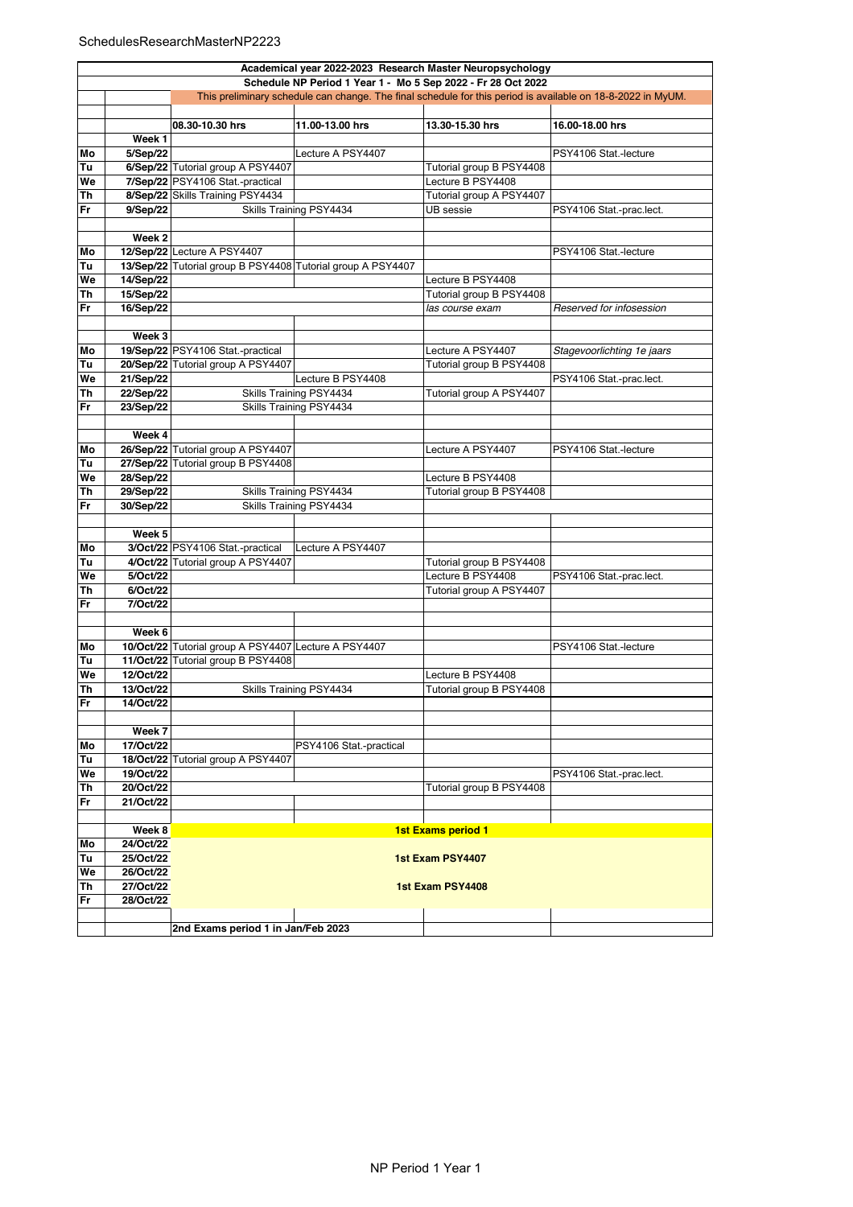SchedulesResearchMasterNP2223

| | | Academical year 2022-2023 Research Master Neuropsychology | | | |
|---|---|---|---|---|---|
| | | Schedule NP Period 1 Year 1 - Mo 5 Sep 2022 - Fr 28 Oct 2022 | | | |
| | | This preliminary schedule can change. The final schedule for this period is available on 18-8-2022 in MyUM. | | | |
| | | **08.30-10.30 hrs** | **11.00-13.00 hrs** | **13.30-15.30 hrs** | **16.00-18.00 hrs** |
| | **Week 1** | | | | |
| **Mo** | **5/Sep/22** | | Lecture A PSY4407 | | PSY4106 Stat.-lecture |
| **Tu** | **6/Sep/22** | Tutorial group A PSY4407 | | Tutorial group B PSY4408 | |
| **We** | **7/Sep/22** | PSY4106 Stat.-practical | | Lecture B PSY4408 | |
| **Th** | **8/Sep/22** | Skills Training PSY4434 | | Tutorial group A PSY4407 | |
| **Fr** | **9/Sep/22** | Skills Training PSY4434 | | UB sessie | PSY4106 Stat.-prac.lect. |
| | **Week 2** | | | | |
| **Mo** | **12/Sep/22** | Lecture A PSY4407 | | | PSY4106 Stat.-lecture |
| **Tu** | **13/Sep/22** | Tutorial group B PSY4408 | Tutorial group A PSY4407 | | |
| **We** | **14/Sep/22** | | | Lecture B PSY4408 | |
| **Th** | **15/Sep/22** | | | Tutorial group B PSY4408 | |
| **Fr** | **16/Sep/22** | | | *las course exam* | *Reserved for infosession* |
| | **Week 3** | | | | |
| **Mo** | **19/Sep/22** | PSY4106 Stat.-practical | | Lecture A PSY4407 | *Stagevoorlichting 1e jaars* |
| **Tu** | **20/Sep/22** | Tutorial group A PSY4407 | | Tutorial group B PSY4408 | |
| **We** | **21/Sep/22** | | Lecture B PSY4408 | | PSY4106 Stat.-prac.lect. |
| **Th** | **22/Sep/22** | Skills Training PSY4434 | | Tutorial group A PSY4407 | |
| **Fr** | **23/Sep/22** | Skills Training PSY4434 | | | |
| | **Week 4** | | | | |
| **Mo** | **26/Sep/22** | Tutorial group A PSY4407 | | Lecture A PSY4407 | PSY4106 Stat.-lecture |
| **Tu** | **27/Sep/22** | Tutorial group B PSY4408 | | | |
| **We** | **28/Sep/22** | | | Lecture B PSY4408 | |
| **Th** | **29/Sep/22** | Skills Training PSY4434 | | Tutorial group B PSY4408 | |
| **Fr** | **30/Sep/22** | Skills Training PSY4434 | | | |
| | **Week 5** | | | | |
| **Mo** | **3/Oct/22** | PSY4106 Stat.-practical | Lecture A PSY4407 | | |
| **Tu** | **4/Oct/22** | Tutorial group A PSY4407 | | Tutorial group B PSY4408 | |
| **We** | **5/Oct/22** | | | Lecture B PSY4408 | PSY4106 Stat.-prac.lect. |
| **Th** | **6/Oct/22** | | | Tutorial group A PSY4407 | |
| **Fr** | **7/Oct/22** | | | | |
| | **Week 6** | | | | |
| **Mo** | **10/Oct/22** | Tutorial group A PSY4407 | Lecture A PSY4407 | | PSY4106 Stat.-lecture |
| **Tu** | **11/Oct/22** | Tutorial group B PSY4408 | | | |
| **We** | **12/Oct/22** | | | Lecture B PSY4408 | |
| **Th** | **13/Oct/22** | Skills Training PSY4434 | | Tutorial group B PSY4408 | |
| **Fr** | **14/Oct/22** | | | | |
| | **Week 7** | | | | |
| **Mo** | **17/Oct/22** | | PSY4106 Stat.-practical | | |
| **Tu** | **18/Oct/22** | Tutorial group A PSY4407 | | | |
| **We** | **19/Oct/22** | | | | PSY4106 Stat.-prac.lect. |
| **Th** | **20/Oct/22** | | | Tutorial group B PSY4408 | |
| **Fr** | **21/Oct/22** | | | | |
| | **Week 8** | **1st Exams period 1** | | | |
| **Mo** | **24/Oct/22** | | | | |
| **Tu** | **25/Oct/22** | **1st Exam PSY4407** | | | |
| **We** | **26/Oct/22** | | | | |
| **Th** | **27/Oct/22** | **1st Exam PSY4408** | | | |
| **Fr** | **28/Oct/22** | | | | |
| | | **2nd Exams period 1 in Jan/Feb 2023** | | | |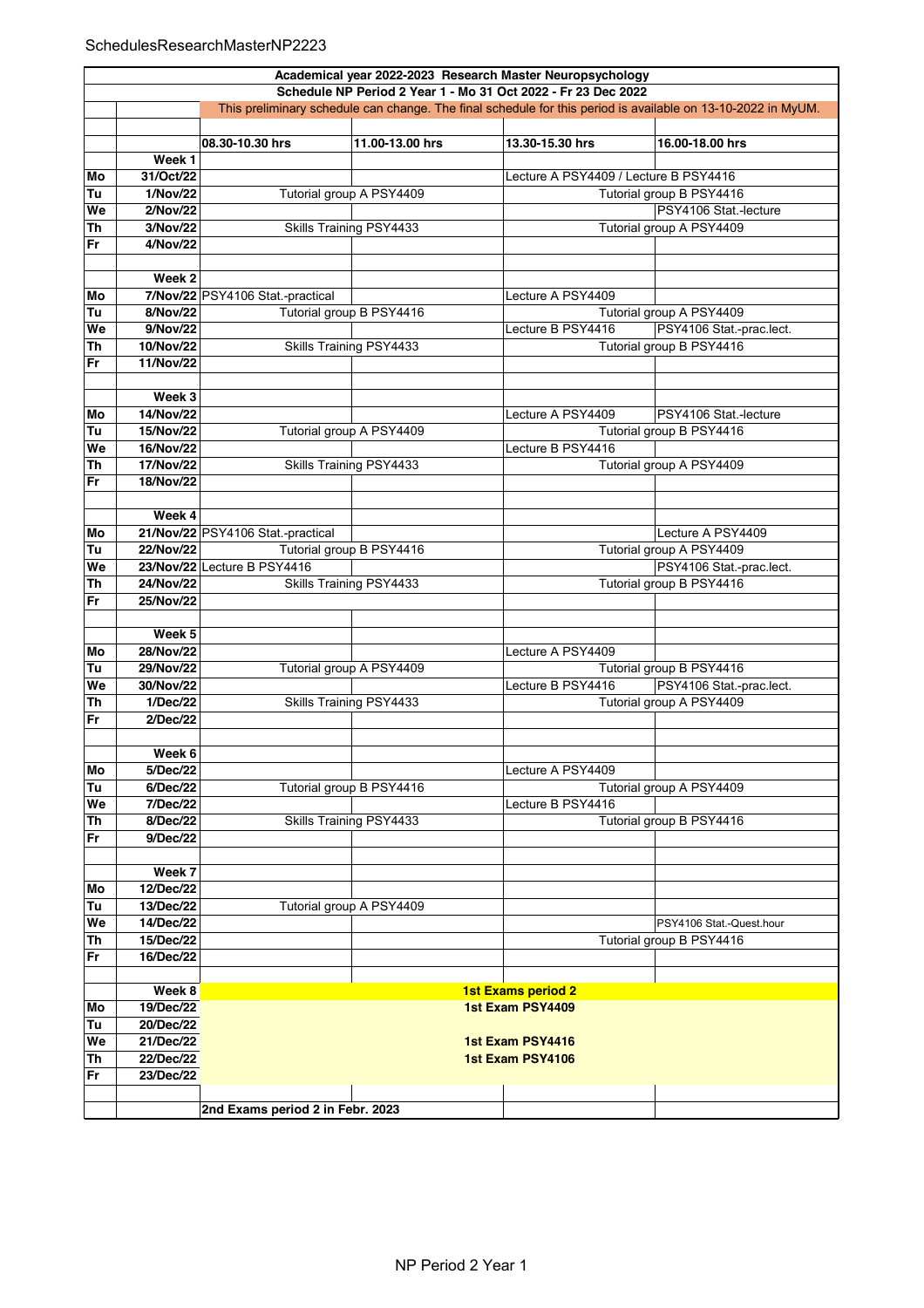SchedulesResearchMasterNP2223

| | | Academical year 2022-2023 Research Master Neuropsychology | | | |
|---|---|---|---|---|---|
| | | Schedule NP Period 2 Year 1 - Mo 31 Oct 2022 - Fr 23 Dec 2022 | | | |
| | | This preliminary schedule can change. The final schedule for this period is available on 13-10-2022 in MyUM. | | | |
| | | | | | |
| | | 08.30-10.30 hrs | 11.00-13.00 hrs | 13.30-15.30 hrs | 16.00-18.00 hrs |
| | Week 1 | | | | |
| Mo | 31/Oct/22 | | | Lecture A PSY4409 / Lecture B PSY4416 | |
| Tu | 1/Nov/22 | Tutorial group A PSY4409 | | Tutorial group B PSY4416 | |
| We | 2/Nov/22 | | | | PSY4106 Stat.-lecture |
| Th | 3/Nov/22 | Skills Training PSY4433 | | Tutorial group A PSY4409 | |
| Fr | 4/Nov/22 | | | | |
| | | | | | |
| | Week 2 | | | | |
| Mo | 7/Nov/22 | PSY4106 Stat.-practical | | Lecture A PSY4409 | |
| Tu | 8/Nov/22 | Tutorial group B PSY4416 | | Tutorial group A PSY4409 | |
| We | 9/Nov/22 | | | Lecture B PSY4416 | PSY4106 Stat.-prac.lect. |
| Th | 10/Nov/22 | Skills Training PSY4433 | | Tutorial group B PSY4416 | |
| Fr | 11/Nov/22 | | | | |
| | | | | | |
| | Week 3 | | | | |
| Mo | 14/Nov/22 | | | Lecture A PSY4409 | PSY4106 Stat.-lecture |
| Tu | 15/Nov/22 | Tutorial group A PSY4409 | | Tutorial group B PSY4416 | |
| We | 16/Nov/22 | | | Lecture B PSY4416 | |
| Th | 17/Nov/22 | Skills Training PSY4433 | | Tutorial group A PSY4409 | |
| Fr | 18/Nov/22 | | | | |
| | | | | | |
| | Week 4 | | | | |
| Mo | 21/Nov/22 | PSY4106 Stat.-practical | | | Lecture A PSY4409 |
| Tu | 22/Nov/22 | Tutorial group B PSY4416 | | Tutorial group A PSY4409 | |
| We | 23/Nov/22 | Lecture B PSY4416 | | | PSY4106 Stat.-prac.lect. |
| Th | 24/Nov/22 | Skills Training PSY4433 | | Tutorial group B PSY4416 | |
| Fr | 25/Nov/22 | | | | |
| | | | | | |
| | Week 5 | | | | |
| Mo | 28/Nov/22 | | | Lecture A PSY4409 | |
| Tu | 29/Nov/22 | Tutorial group A PSY4409 | | Tutorial group B PSY4416 | |
| We | 30/Nov/22 | | | Lecture B PSY4416 | PSY4106 Stat.-prac.lect. |
| Th | 1/Dec/22 | Skills Training PSY4433 | | Tutorial group A PSY4409 | |
| Fr | 2/Dec/22 | | | | |
| | | | | | |
| | Week 6 | | | | |
| Mo | 5/Dec/22 | | | Lecture A PSY4409 | |
| Tu | 6/Dec/22 | Tutorial group B PSY4416 | | Tutorial group A PSY4409 | |
| We | 7/Dec/22 | | | Lecture B PSY4416 | |
| Th | 8/Dec/22 | Skills Training PSY4433 | | Tutorial group B PSY4416 | |
| Fr | 9/Dec/22 | | | | |
| | | | | | |
| | Week 7 | | | | |
| Mo | 12/Dec/22 | | | | |
| Tu | 13/Dec/22 | Tutorial group A PSY4409 | | | |
| We | 14/Dec/22 | | | | PSY4106 Stat.-Quest.hour |
| Th | 15/Dec/22 | | | Tutorial group B PSY4416 | |
| Fr | 16/Dec/22 | | | | |
| | | | | | |
| | Week 8 | 1st Exams period 2 | | | |
| Mo | 19/Dec/22 | 1st Exam PSY4409 | | | |
| Tu | 20/Dec/22 | | | | |
| We | 21/Dec/22 | 1st Exam PSY4416 | | | |
| Th | 22/Dec/22 | 1st Exam PSY4106 | | | |
| Fr | 23/Dec/22 | | | | |
| | | | | | |
| | | 2nd Exams period 2 in Febr. 2023 | | | |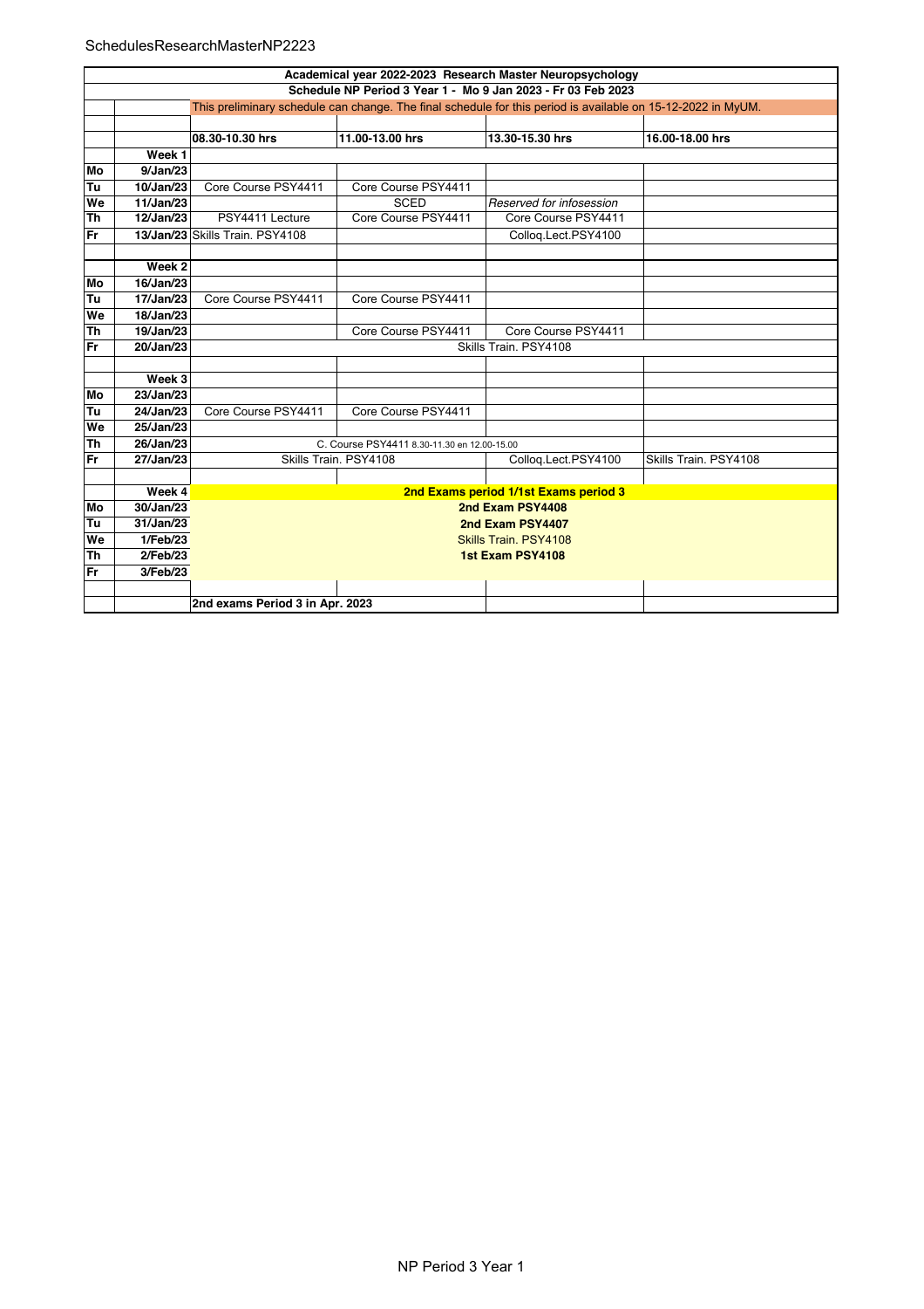SchedulesResearchMasterNP2223

| | | | | | |
|---|---|---|---|---|---|
| **Academical year 2022-2023 Research Master Neuropsychology** | | | | | |
| **Schedule NP Period 3 Year 1 - Mo 9 Jan 2023 - Fr 03 Feb 2023** | | | | | |
| | | This preliminary schedule can change. The final schedule for this period is available on 15-12-2022 in MyUM. | | | |
| | | | | | |
| | | **08.30-10.30 hrs** | **11.00-13.00 hrs** | **13.30-15.30 hrs** | **16.00-18.00 hrs** |
| | **Week 1** | | | | |
| **Mo** | **9/Jan/23** | | | | |
| **Tu** | **10/Jan/23** | Core Course PSY4411 | Core Course PSY4411 | | |
| **We** | **11/Jan/23** | | SCED | *Reserved for infosession* | |
| **Th** | **12/Jan/23** | PSY4411 Lecture | Core Course PSY4411 | Core Course PSY4411 | |
| **Fr** | **13/Jan/23** | Skills Train. PSY4108 | | Colloq.Lect.PSY4100 | |
| | | | | | |
| | **Week 2** | | | | |
| **Mo** | **16/Jan/23** | | | | |
| **Tu** | **17/Jan/23** | Core Course PSY4411 | Core Course PSY4411 | | |
| **We** | **18/Jan/23** | | | | |
| **Th** | **19/Jan/23** | | Core Course PSY4411 | Core Course PSY4411 | |
| **Fr** | **20/Jan/23** | Skills Train. PSY4108 | | | |
| | | | | | |
| | **Week 3** | | | | |
| **Mo** | **23/Jan/23** | | | | |
| **Tu** | **24/Jan/23** | Core Course PSY4411 | Core Course PSY4411 | | |
| **We** | **25/Jan/23** | | | | |
| **Th** | **26/Jan/23** | C. Course PSY4411 8.30-11.30 en 12.00-15.00 | | | |
| **Fr** | **27/Jan/23** | Skills Train. PSY4108 | | Colloq.Lect.PSY4100 | Skills Train. PSY4108 |
| | | | | | |
| | **Week 4** | **2nd Exams period 1/1st Exams period 3** | | | |
| **Mo** | **30/Jan/23** | **2nd Exam PSY4408** | | | |
| **Tu** | **31/Jan/23** | **2nd Exam PSY4407** | | | |
| **We** | **1/Feb/23** | Skills Train. PSY4108 | | | |
| **Th** | **2/Feb/23** | **1st Exam PSY4108** | | | |
| **Fr** | **3/Feb/23** | | | | |
| | | | | | |
| | | **2nd exams Period 3 in Apr. 2023** | | | |

NP Period 3 Year 1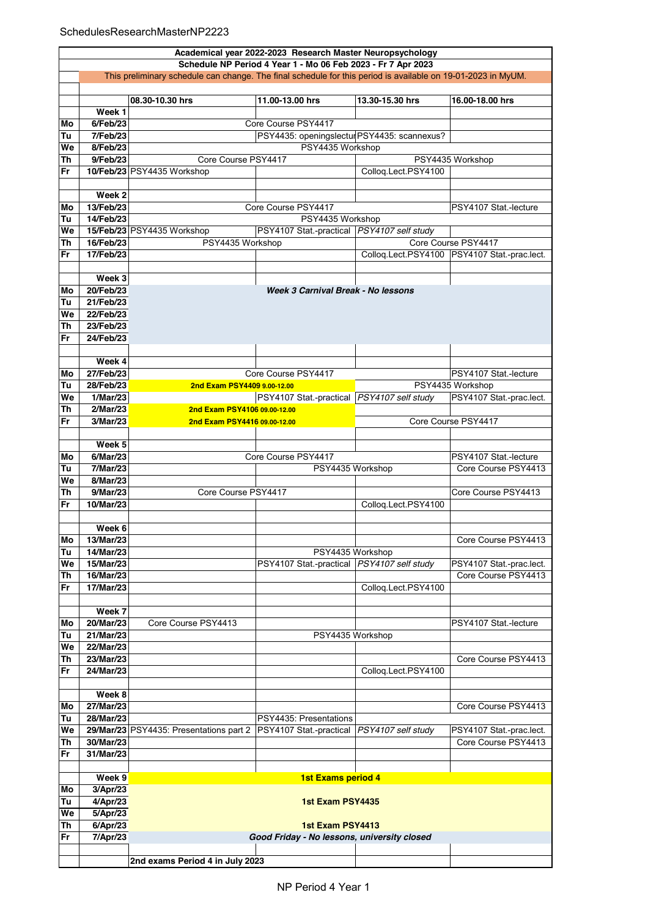| | | 08.30-10.30 hrs | 11.00-13.00 hrs | 13.30-15.30 hrs | 16.00-18.00 hrs |
|---|---|---|---|---|---|
| | | **Academical year 2022-2023 Research Master Neuropsychology** | | | |
| | | **Schedule NP Period 4 Year 1 - Mo 06 Feb 2023 - Fr 7 Apr 2023** | | | |
| | | This preliminary schedule can change. The final schedule for this period is available on 19-01-2023 in MyUM. | | | |
| | **Week 1** | | | | |
| **Mo** | **6/Feb/23** | Core Course PSY4417 | | | |
| **Tu** | **7/Feb/23** | | PSY4435: openingslectur | PSY4435: scannexus? | |
| **We** | **8/Feb/23** | PSY4435 Workshop | | | |
| **Th** | **9/Feb/23** | Core Course PSY4417 | | PSY4435 Workshop | |
| **Fr** | **10/Feb/23** | PSY4435 Workshop | | Colloq.Lect.PSY4100 | |
| | **Week 2** | | | | |
| **Mo** | **13/Feb/23** | Core Course PSY4417 | | | PSY4107 Stat.-lecture |
| **Tu** | **14/Feb/23** | PSY4435 Workshop | | | |
| **We** | **15/Feb/23** | PSY4435 Workshop | PSY4107 Stat.-practical | *PSY4107 self study* | |
| **Th** | **16/Feb/23** | PSY4435 Workshop | | Core Course PSY4417 | |
| **Fr** | **17/Feb/23** | | | Colloq.Lect.PSY4100 | PSY4107 Stat.-prac.lect. |
| | **Week 3** | | | | |
| **Mo** | **20/Feb/23** | ***Week 3 Carnival Break - No lessons*** | | | |
| **Tu** | **21/Feb/23** | | | | |
| **We** | **22/Feb/23** | | | | |
| **Th** | **23/Feb/23** | | | | |
| **Fr** | **24/Feb/23** | | | | |
| | **Week 4** | | | | |
| **Mo** | **27/Feb/23** | Core Course PSY4417 | | | PSY4107 Stat.-lecture |
| **Tu** | **28/Feb/23** | **2nd Exam PSY4409 9.00-12.00** | | PSY4435 Workshop | |
| **We** | **1/Mar/23** | | PSY4107 Stat.-practical | *PSY4107 self study* | PSY4107 Stat.-prac.lect. |
| **Th** | **2/Mar/23** | **2nd Exam PSY4106 09.00-12.00** | | | |
| **Fr** | **3/Mar/23** | **2nd Exam PSY4416 09.00-12.00** | | Core Course PSY4417 | |
| | **Week 5** | | | | |
| **Mo** | **6/Mar/23** | Core Course PSY4417 | | | PSY4107 Stat.-lecture |
| **Tu** | **7/Mar/23** | | PSY4435 Workshop | | Core Course PSY4413 |
| **We** | **8/Mar/23** | | | | |
| **Th** | **9/Mar/23** | Core Course PSY4417 | | | Core Course PSY4413 |
| **Fr** | **10/Mar/23** | | | Colloq.Lect.PSY4100 | |
| | **Week 6** | | | | |
| **Mo** | **13/Mar/23** | | | | Core Course PSY4413 |
| **Tu** | **14/Mar/23** | | PSY4435 Workshop | | |
| **We** | **15/Mar/23** | | PSY4107 Stat.-practical | *PSY4107 self study* | PSY4107 Stat.-prac.lect. |
| **Th** | **16/Mar/23** | | | | Core Course PSY4413 |
| **Fr** | **17/Mar/23** | | | Colloq.Lect.PSY4100 | |
| | **Week 7** | | | | |
| **Mo** | **20/Mar/23** | Core Course PSY4413 | | | PSY4107 Stat.-lecture |
| **Tu** | **21/Mar/23** | | PSY4435 Workshop | | |
| **We** | **22/Mar/23** | | | | |
| **Th** | **23/Mar/23** | | | | Core Course PSY4413 |
| **Fr** | **24/Mar/23** | | | Colloq.Lect.PSY4100 | |
| | **Week 8** | | | | |
| **Mo** | **27/Mar/23** | | | | Core Course PSY4413 |
| **Tu** | **28/Mar/23** | | PSY4435: Presentations | | |
| **We** | **29/Mar/23** | PSY4435: Presentations part 2 | PSY4107 Stat.-practical | *PSY4107 self study* | PSY4107 Stat.-prac.lect. |
| **Th** | **30/Mar/23** | | | | Core Course PSY4413 |
| **Fr** | **31/Mar/23** | | | | |
| | **Week 9** | **1st Exams period 4** | | | |
| **Mo** | **3/Apr/23** | | | | |
| **Tu** | **4/Apr/23** | **1st Exam PSY4435** | | | |
| **We** | **5/Apr/23** | | | | |
| **Th** | **6/Apr/23** | **1st Exam PSY4413** | | | |
| **Fr** | **7/Apr/23** | ***Good Friday - No lessons, university closed*** | | | |
| | | **2nd exams Period 4 in July 2023** | | | |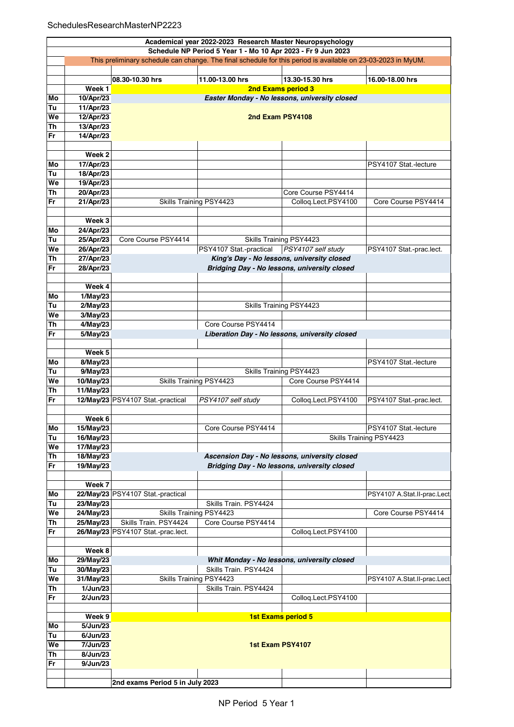| | | 08.30-10.30 hrs | 11.00-13.00 hrs | 13.30-15.30 hrs | 16.00-18.00 hrs |
|---|---|---|---|---|---|
| **Academical year 2022-2023 Research Master Neuropsychology** | | | | | |
| **Schedule NP Period 5 Year 1 - Mo 10 Apr 2023 - Fr 9 Jun 2023** | | | | | |
| This preliminary schedule can change. The final schedule for this period is available on 23-03-2023 in MyUM. | | | | | |
| | **Week 1** | **2nd Exams period 3** | | | |
| **Mo** | **10/Apr/23** | ***Easter Monday - No lessons, university closed*** | | | |
| **Tu** | **11/Apr/23** | | | | |
| **We** | **12/Apr/23** | **2nd Exam PSY4108** | | | |
| **Th** | **13/Apr/23** | | | | |
| **Fr** | **14/Apr/23** | | | | |
| | | | | | |
| | **Week 2** | | | | |
| **Mo** | **17/Apr/23** | | | | PSY4107 Stat.-lecture |
| **Tu** | **18/Apr/23** | | | | |
| **We** | **19/Apr/23** | | | | |
| **Th** | **20/Apr/23** | | | Core Course PSY4414 | |
| **Fr** | **21/Apr/23** | Skills Training PSY4423 | | Colloq.Lect.PSY4100 | Core Course PSY4414 |
| | | | | | |
| | **Week 3** | | | | |
| **Mo** | **24/Apr/23** | | | | |
| **Tu** | **25/Apr/23** | Core Course PSY4414 | Skills Training PSY4423 | | |
| **We** | **26/Apr/23** | | PSY4107 Stat.-practical | *PSY4107 self study* | PSY4107 Stat.-prac.lect. |
| **Th** | **27/Apr/23** | ***King's Day - No lessons, university closed*** | | | |
| **Fr** | **28/Apr/23** | ***Bridging Day - No lessons, university closed*** | | | |
| | | | | | |
| | **Week 4** | | | | |
| **Mo** | **1/May/23** | | | | |
| **Tu** | **2/May/23** | | Skills Training PSY4423 | | |
| **We** | **3/May/23** | | | | |
| **Th** | **4/May/23** | | Core Course PSY4414 | | |
| **Fr** | **5/May/23** | ***Liberation Day - No lessons, university closed*** | | | |
| | | | | | |
| | **Week 5** | | | | |
| **Mo** | **8/May/23** | | | | PSY4107 Stat.-lecture |
| **Tu** | **9/May/23** | | Skills Training PSY4423 | | |
| **We** | **10/May/23** | Skills Training PSY4423 | | Core Course PSY4414 | |
| **Th** | **11/May/23** | | | | |
| **Fr** | **12/May/23** | PSY4107 Stat.-practical | *PSY4107 self study* | Colloq.Lect.PSY4100 | PSY4107 Stat.-prac.lect. |
| | | | | | |
| | **Week 6** | | | | |
| **Mo** | **15/May/23** | | Core Course PSY4414 | | PSY4107 Stat.-lecture |
| **Tu** | **16/May/23** | | | Skills Training PSY4423 | |
| **We** | **17/May/23** | | | | |
| **Th** | **18/May/23** | ***Ascension Day - No lessons, university closed*** | | | |
| **Fr** | **19/May/23** | ***Bridging Day - No lessons, university closed*** | | | |
| | | | | | |
| | **Week 7** | | | | |
| **Mo** | **22/May/23** | PSY4107 Stat.-practical | | | PSY4107 A.Stat.II-prac.Lect |
| **Tu** | **23/May/23** | | Skills Train. PSY4424 | | |
| **We** | **24/May/23** | Skills Training PSY4423 | | | Core Course PSY4414 |
| **Th** | **25/May/23** | Skills Train. PSY4424 | Core Course PSY4414 | | |
| **Fr** | **26/May/23** | PSY4107 Stat.-prac.lect. | | Colloq.Lect.PSY4100 | |
| | | | | | |
| | **Week 8** | | | | |
| **Mo** | **29/May/23** | ***Whit Monday - No lessons, university closed*** | | | |
| **Tu** | **30/May/23** | | Skills Train. PSY4424 | | |
| **We** | **31/May/23** | Skills Training PSY4423 | | | PSY4107 A.Stat.II-prac.Lect |
| **Th** | **1/Jun/23** | | Skills Train. PSY4424 | | |
| **Fr** | **2/Jun/23** | | | Colloq.Lect.PSY4100 | |
| | | | | | |
| | **Week 9** | **1st Exams period 5** | | | |
| **Mo** | **5/Jun/23** | | | | |
| **Tu** | **6/Jun/23** | | | | |
| **We** | **7/Jun/23** | **1st Exam PSY4107** | | | |
| **Th** | **8/Jun/23** | | | | |
| **Fr** | **9/Jun/23** | | | | |
| | | | | | |
| | | **2nd exams Period 5 in July 2023** | | | |

NP Period 5 Year 1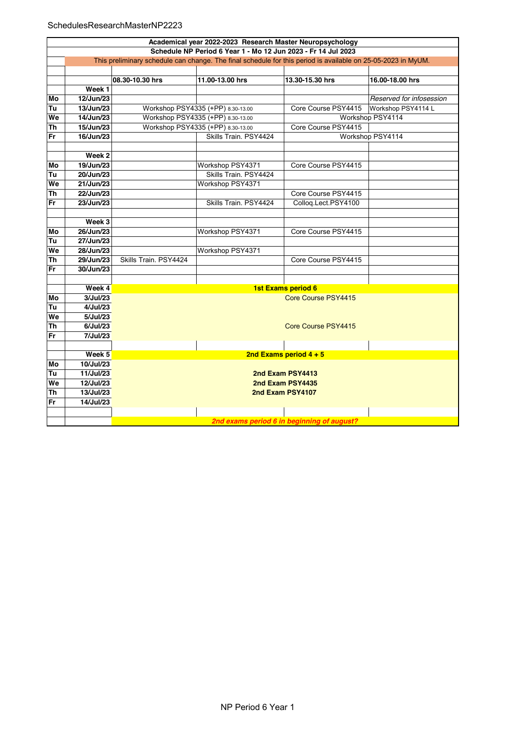| | | 08.30-10.30 hrs | 11.00-13.00 hrs | 13.30-15.30 hrs | 16.00-18.00 hrs |
|---|---|---|---|---|---|
| **Academical year 2022-2023 Research Master Neuropsychology** | | | | | |
| **Schedule NP Period 6 Year 1 - Mo 12 Jun 2023 - Fr 14 Jul 2023** | | | | | |
| This preliminary schedule can change. The final schedule for this period is available on 25-05-2023 in MyUM. | | | | | |
| | **Week 1** | | | | |
| **Mo** | **12/Jun/23** | | | | *Reserved for infosession* |
| **Tu** | **13/Jun/23** | Workshop PSY4335 (+PP) 8.30-13.00 | | Core Course PSY4415 | Workshop PSY4114 L |
| **We** | **14/Jun/23** | Workshop PSY4335 (+PP) 8.30-13.00 | | Workshop PSY4114 | |
| **Th** | **15/Jun/23** | Workshop PSY4335 (+PP) 8.30-13.00 | | Core Course PSY4415 | |
| **Fr** | **16/Jun/23** | | Skills Train. PSY4424 | Workshop PSY4114 | |
| | **Week 2** | | | | |
| **Mo** | **19/Jun/23** | | Workshop PSY4371 | Core Course PSY4415 | |
| **Tu** | **20/Jun/23** | | Skills Train. PSY4424 | | |
| **We** | **21/Jun/23** | | Workshop PSY4371 | | |
| **Th** | **22/Jun/23** | | | Core Course PSY4415 | |
| **Fr** | **23/Jun/23** | | Skills Train. PSY4424 | Colloq.Lect.PSY4100 | |
| | **Week 3** | | | | |
| **Mo** | **26/Jun/23** | | Workshop PSY4371 | Core Course PSY4415 | |
| **Tu** | **27/Jun/23** | | | | |
| **We** | **28/Jun/23** | | Workshop PSY4371 | | |
| **Th** | **29/Jun/23** | Skills Train. PSY4424 | | Core Course PSY4415 | |
| **Fr** | **30/Jun/23** | | | | |
| | **Week 4** | **1st Exams period 6** | | | |
| **Mo** | **3/Jul/23** | Core Course PSY4415 | | | |
| **Tu** | **4/Jul/23** | | | | |
| **We** | **5/Jul/23** | | | | |
| **Th** | **6/Jul/23** | Core Course PSY4415 | | | |
| **Fr** | **7/Jul/23** | | | | |
| | **Week 5** | **2nd Exams period 4 + 5** | | | |
| **Mo** | **10/Jul/23** | | | | |
| **Tu** | **11/Jul/23** | **2nd Exam PSY4413** | | | |
| **We** | **12/Jul/23** | **2nd Exam PSY4435** | | | |
| **Th** | **13/Jul/23** | **2nd Exam PSY4107** | | | |
| **Fr** | **14/Jul/23** | | | | |
| | | ***2nd exams period 6 in beginning of august?*** | | | |

NP Period 6 Year 1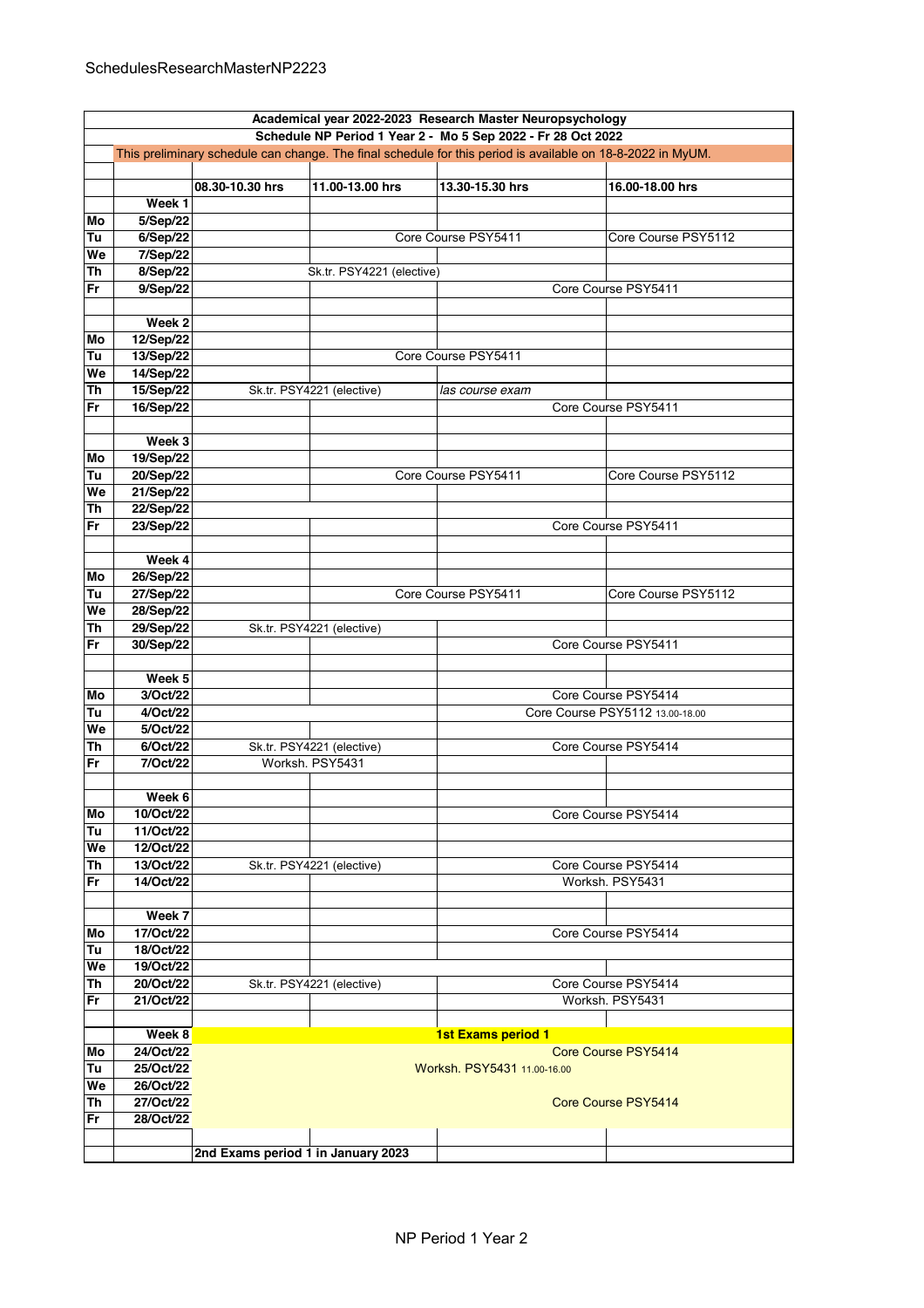SchedulesResearchMasterNP2223

| | | | | | |
|---|---|---|---|---|---|
| **Academical year 2022-2023 Research Master Neuropsychology** | | | | | |
| **Schedule NP Period 1 Year 2 - Mo 5 Sep 2022 - Fr 28 Oct 2022** | | | | | |
| This preliminary schedule can change. The final schedule for this period is available on 18-8-2022 in MyUM. | | | | | |
| | | **08.30-10.30 hrs** | **11.00-13.00 hrs** | **13.30-15.30 hrs** | **16.00-18.00 hrs** |
| | **Week 1** | | | | |
| **Mo** | **5/Sep/22** | | | | |
| **Tu** | **6/Sep/22** | | Core Course PSY5411 | | Core Course PSY5112 |
| **We** | **7/Sep/22** | | | | |
| **Th** | **8/Sep/22** | Sk.tr. PSY4221 (elective) | | | |
| **Fr** | **9/Sep/22** | | | Core Course PSY5411 | |
| | | | | | |
| | **Week 2** | | | | |
| **Mo** | **12/Sep/22** | | | | |
| **Tu** | **13/Sep/22** | | Core Course PSY5411 | | |
| **We** | **14/Sep/22** | | | | |
| **Th** | **15/Sep/22** | Sk.tr. PSY4221 (elective) | | *las course exam* | |
| **Fr** | **16/Sep/22** | | | Core Course PSY5411 | |
| | | | | | |
| | **Week 3** | | | | |
| **Mo** | **19/Sep/22** | | | | |
| **Tu** | **20/Sep/22** | | Core Course PSY5411 | | Core Course PSY5112 |
| **We** | **21/Sep/22** | | | | |
| **Th** | **22/Sep/22** | | | | |
| **Fr** | **23/Sep/22** | | | Core Course PSY5411 | |
| | | | | | |
| | **Week 4** | | | | |
| **Mo** | **26/Sep/22** | | | | |
| **Tu** | **27/Sep/22** | | Core Course PSY5411 | | Core Course PSY5112 |
| **We** | **28/Sep/22** | | | | |
| **Th** | **29/Sep/22** | Sk.tr. PSY4221 (elective) | | | |
| **Fr** | **30/Sep/22** | | | Core Course PSY5411 | |
| | | | | | |
| | **Week 5** | | | | |
| **Mo** | **3/Oct/22** | | | Core Course PSY5414 | |
| **Tu** | **4/Oct/22** | | | Core Course PSY5112 13.00-18.00 | |
| **We** | **5/Oct/22** | | | | |
| **Th** | **6/Oct/22** | Sk.tr. PSY4221 (elective) | | Core Course PSY5414 | |
| **Fr** | **7/Oct/22** | Worksh. PSY5431 | | | |
| | | | | | |
| | **Week 6** | | | | |
| **Mo** | **10/Oct/22** | | | Core Course PSY5414 | |
| **Tu** | **11/Oct/22** | | | | |
| **We** | **12/Oct/22** | | | | |
| **Th** | **13/Oct/22** | Sk.tr. PSY4221 (elective) | | Core Course PSY5414 | |
| **Fr** | **14/Oct/22** | | | Worksh. PSY5431 | |
| | | | | | |
| | **Week 7** | | | | |
| **Mo** | **17/Oct/22** | | | Core Course PSY5414 | |
| **Tu** | **18/Oct/22** | | | | |
| **We** | **19/Oct/22** | | | | |
| **Th** | **20/Oct/22** | Sk.tr. PSY4221 (elective) | | Core Course PSY5414 | |
| **Fr** | **21/Oct/22** | | | Worksh. PSY5431 | |
| | | | | | |
| | **Week 8** | **1st Exams period 1** | | | |
| **Mo** | **24/Oct/22** | | | Core Course PSY5414 | |
| **Tu** | **25/Oct/22** | Worksh. PSY5431 11.00-16.00 | | | |
| **We** | **26/Oct/22** | | | | |
| **Th** | **27/Oct/22** | | | Core Course PSY5414 | |
| **Fr** | **28/Oct/22** | | | | |
| | | | | | |
| | | **2nd Exams period 1 in January 2023** | | | |

NP Period 1 Year 2